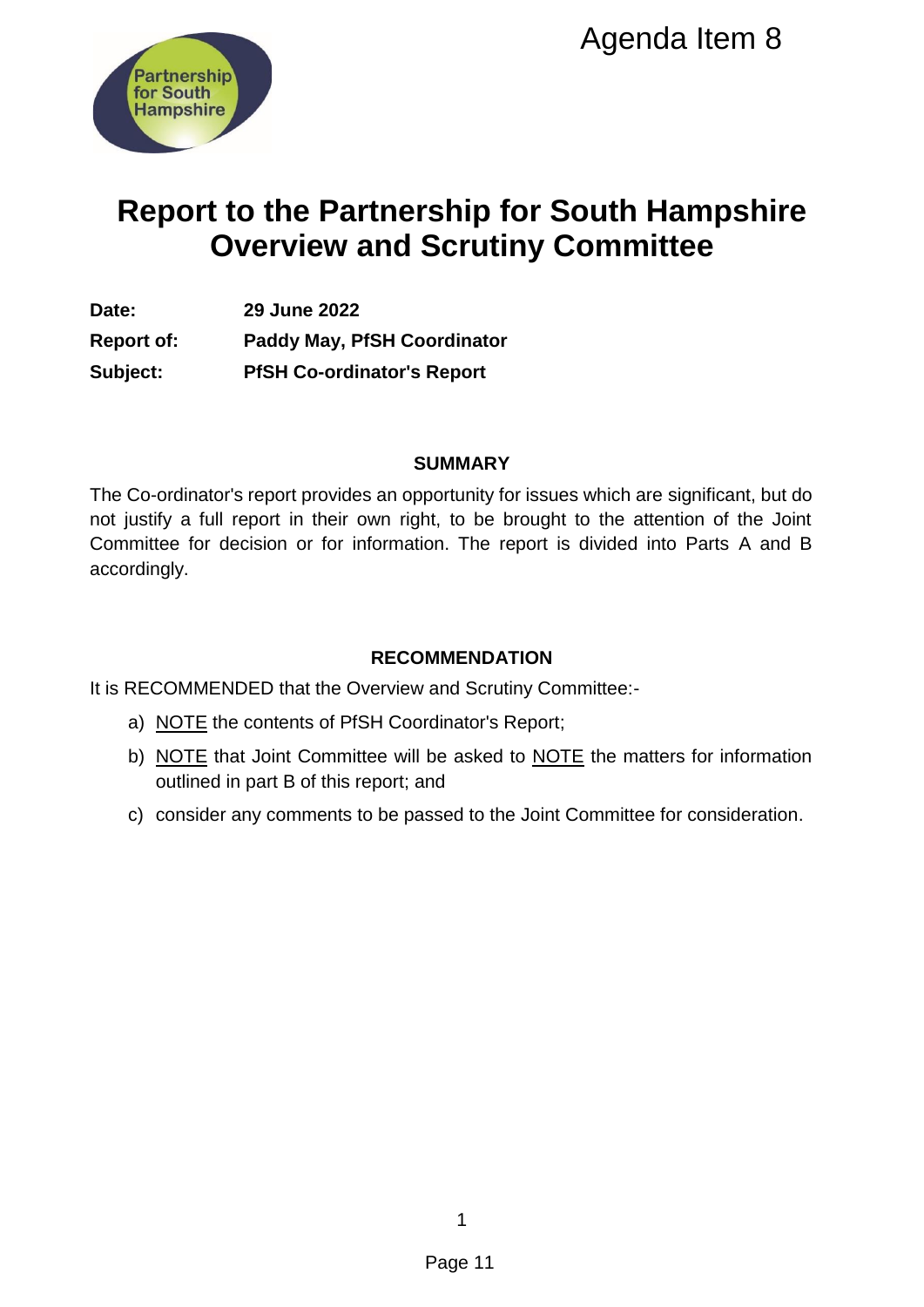Agenda Item 8

# Report to the Partnership for South Hampshire Overview and Scrutiny Committee

**Date:** **29 June 2022**

**Report of:** **Paddy May, PfSH Coordinator**

**Subject:** **PfSH Co-ordinator's Report**

## SUMMARY

The Co-ordinator's report provides an opportunity for issues which are significant, but do not justify a full report in their own right, to be brought to the attention of the Joint Committee for decision or for information. The report is divided into Parts A and B accordingly.

## RECOMMENDATION

It is RECOMMENDED that the Overview and Scrutiny Committee:-

a) NOTE the contents of PfSH Coordinator's Report;

b) NOTE that Joint Committee will be asked to NOTE the matters for information outlined in part B of this report; and

c) consider any comments to be passed to the Joint Committee for consideration.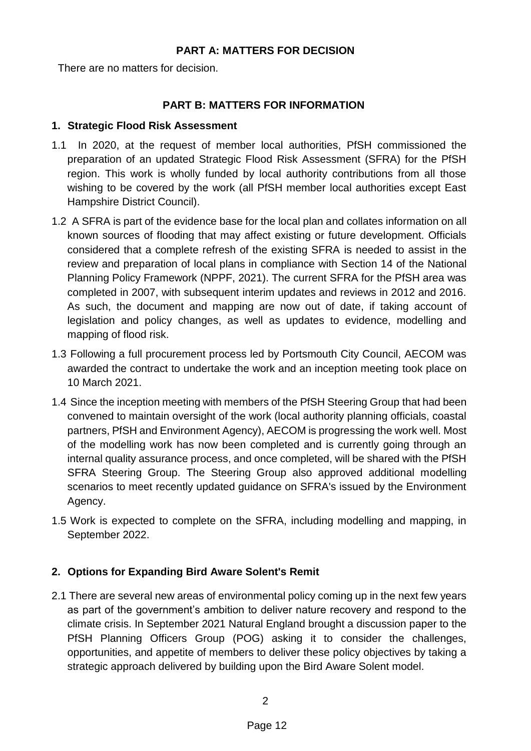**PART A: MATTERS FOR DECISION**

There are no matters for decision.

**PART B: MATTERS FOR INFORMATION**

## 1. Strategic Flood Risk Assessment

1.1 In 2020, at the request of member local authorities, PfSH commissioned the preparation of an updated Strategic Flood Risk Assessment (SFRA) for the PfSH region. This work is wholly funded by local authority contributions from all those wishing to be covered by the work (all PfSH member local authorities except East Hampshire District Council).

1.2 A SFRA is part of the evidence base for the local plan and collates information on all known sources of flooding that may affect existing or future development. Officials considered that a complete refresh of the existing SFRA is needed to assist in the review and preparation of local plans in compliance with Section 14 of the National Planning Policy Framework (NPPF, 2021). The current SFRA for the PfSH area was completed in 2007, with subsequent interim updates and reviews in 2012 and 2016. As such, the document and mapping are now out of date, if taking account of legislation and policy changes, as well as updates to evidence, modelling and mapping of flood risk.

1.3 Following a full procurement process led by Portsmouth City Council, AECOM was awarded the contract to undertake the work and an inception meeting took place on 10 March 2021.

1.4 Since the inception meeting with members of the PfSH Steering Group that had been convened to maintain oversight of the work (local authority planning officials, coastal partners, PfSH and Environment Agency), AECOM is progressing the work well. Most of the modelling work has now been completed and is currently going through an internal quality assurance process, and once completed, will be shared with the PfSH SFRA Steering Group. The Steering Group also approved additional modelling scenarios to meet recently updated guidance on SFRA's issued by the Environment Agency.

1.5 Work is expected to complete on the SFRA, including modelling and mapping, in September 2022.

## 2. Options for Expanding Bird Aware Solent's Remit

2.1 There are several new areas of environmental policy coming up in the next few years as part of the government's ambition to deliver nature recovery and respond to the climate crisis. In September 2021 Natural England brought a discussion paper to the PfSH Planning Officers Group (POG) asking it to consider the challenges, opportunities, and appetite of members to deliver these policy objectives by taking a strategic approach delivered by building upon the Bird Aware Solent model.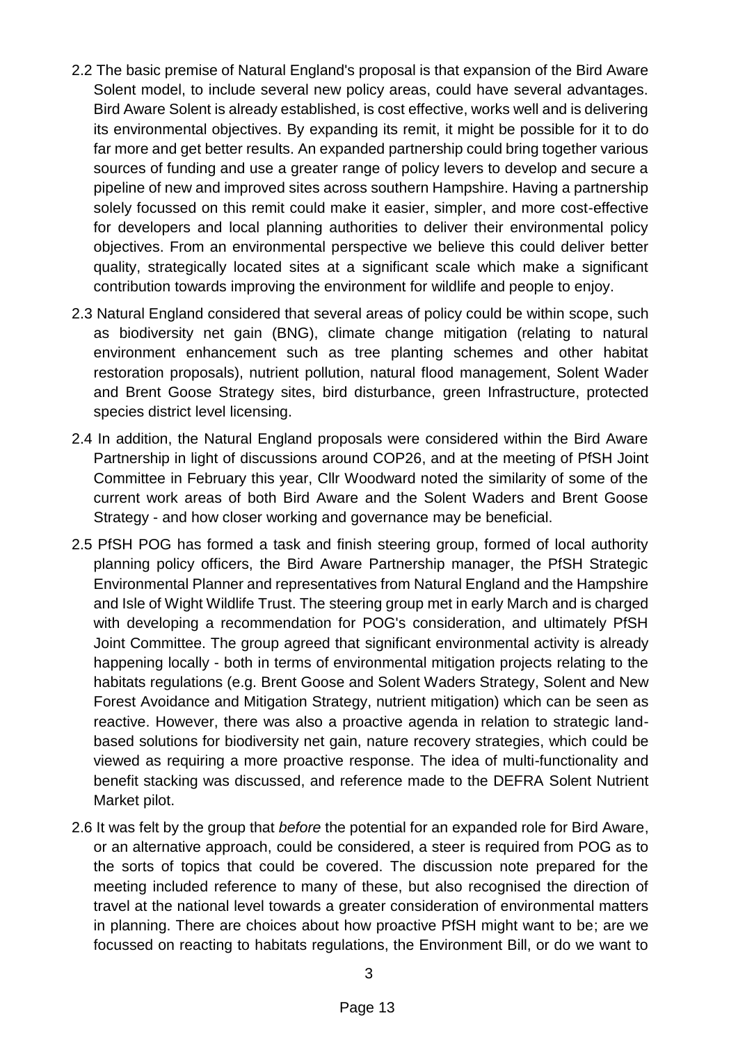2.2 The basic premise of Natural England's proposal is that expansion of the Bird Aware Solent model, to include several new policy areas, could have several advantages. Bird Aware Solent is already established, is cost effective, works well and is delivering its environmental objectives. By expanding its remit, it might be possible for it to do far more and get better results. An expanded partnership could bring together various sources of funding and use a greater range of policy levers to develop and secure a pipeline of new and improved sites across southern Hampshire. Having a partnership solely focussed on this remit could make it easier, simpler, and more cost-effective for developers and local planning authorities to deliver their environmental policy objectives. From an environmental perspective we believe this could deliver better quality, strategically located sites at a significant scale which make a significant contribution towards improving the environment for wildlife and people to enjoy.

2.3 Natural England considered that several areas of policy could be within scope, such as biodiversity net gain (BNG), climate change mitigation (relating to natural environment enhancement such as tree planting schemes and other habitat restoration proposals), nutrient pollution, natural flood management, Solent Wader and Brent Goose Strategy sites, bird disturbance, green Infrastructure, protected species district level licensing.

2.4 In addition, the Natural England proposals were considered within the Bird Aware Partnership in light of discussions around COP26, and at the meeting of PfSH Joint Committee in February this year, Cllr Woodward noted the similarity of some of the current work areas of both Bird Aware and the Solent Waders and Brent Goose Strategy - and how closer working and governance may be beneficial.

2.5 PfSH POG has formed a task and finish steering group, formed of local authority planning policy officers, the Bird Aware Partnership manager, the PfSH Strategic Environmental Planner and representatives from Natural England and the Hampshire and Isle of Wight Wildlife Trust. The steering group met in early March and is charged with developing a recommendation for POG's consideration, and ultimately PfSH Joint Committee. The group agreed that significant environmental activity is already happening locally - both in terms of environmental mitigation projects relating to the habitats regulations (e.g. Brent Goose and Solent Waders Strategy, Solent and New Forest Avoidance and Mitigation Strategy, nutrient mitigation) which can be seen as reactive. However, there was also a proactive agenda in relation to strategic land-based solutions for biodiversity net gain, nature recovery strategies, which could be viewed as requiring a more proactive response. The idea of multi-functionality and benefit stacking was discussed, and reference made to the DEFRA Solent Nutrient Market pilot.

2.6 It was felt by the group that *before* the potential for an expanded role for Bird Aware, or an alternative approach, could be considered, a steer is required from POG as to the sorts of topics that could be covered. The discussion note prepared for the meeting included reference to many of these, but also recognised the direction of travel at the national level towards a greater consideration of environmental matters in planning. There are choices about how proactive PfSH might want to be; are we focussed on reacting to habitats regulations, the Environment Bill, or do we want to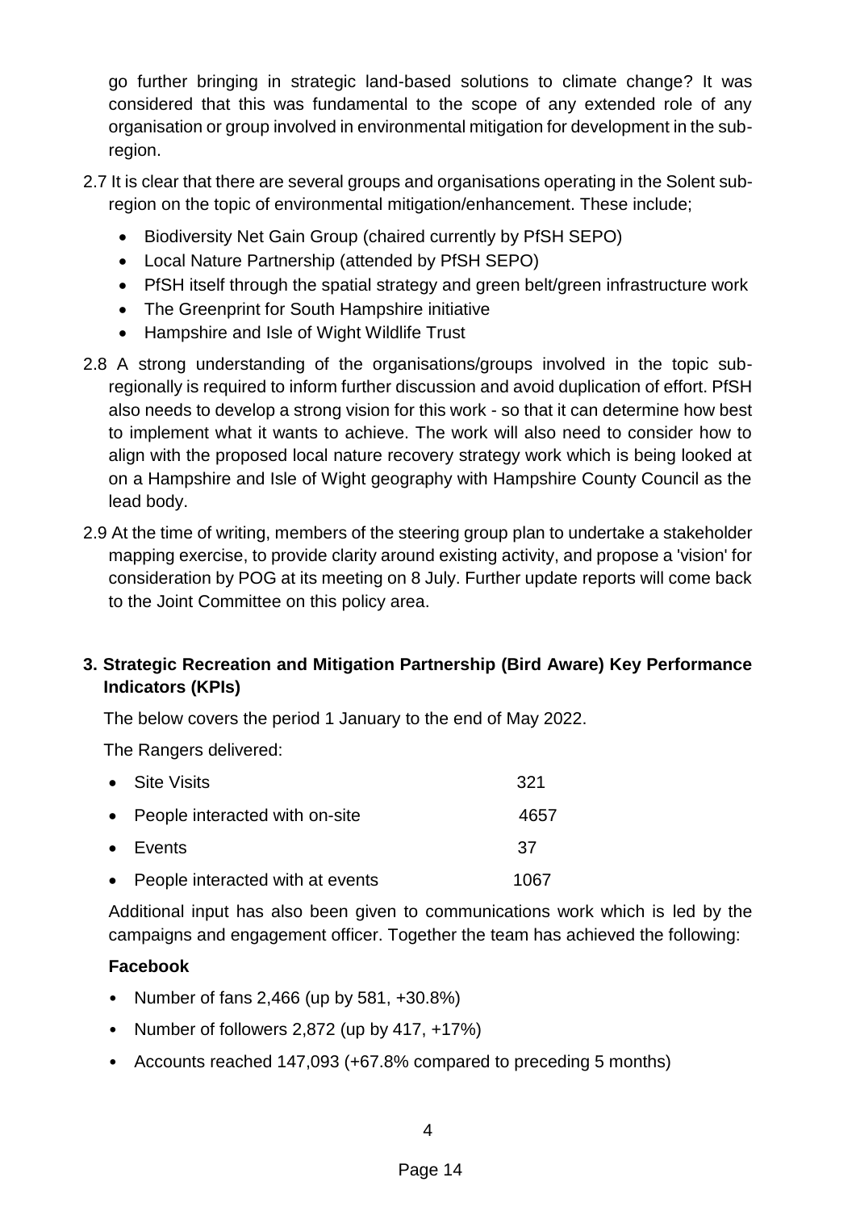go further bringing in strategic land-based solutions to climate change? It was considered that this was fundamental to the scope of any extended role of any organisation or group involved in environmental mitigation for development in the sub-region.

2.7 It is clear that there are several groups and organisations operating in the Solent sub-region on the topic of environmental mitigation/enhancement. These include;

- Biodiversity Net Gain Group (chaired currently by PfSH SEPO)
- Local Nature Partnership (attended by PfSH SEPO)
- PfSH itself through the spatial strategy and green belt/green infrastructure work
- The Greenprint for South Hampshire initiative
- Hampshire and Isle of Wight Wildlife Trust

2.8 A strong understanding of the organisations/groups involved in the topic sub-regionally is required to inform further discussion and avoid duplication of effort. PfSH also needs to develop a strong vision for this work - so that it can determine how best to implement what it wants to achieve. The work will also need to consider how to align with the proposed local nature recovery strategy work which is being looked at on a Hampshire and Isle of Wight geography with Hampshire County Council as the lead body.

2.9 At the time of writing, members of the steering group plan to undertake a stakeholder mapping exercise, to provide clarity around existing activity, and propose a 'vision' for consideration by POG at its meeting on 8 July. Further update reports will come back to the Joint Committee on this policy area.

## 3. Strategic Recreation and Mitigation Partnership (Bird Aware) Key Performance Indicators (KPIs)

The below covers the period 1 January to the end of May 2022.

The Rangers delivered:

| | |
|---|---|
| Site Visits | 321 |
| People interacted with on-site | 4657 |
| Events | 37 |
| People interacted with at events | 1067 |

Additional input has also been given to communications work which is led by the campaigns and engagement officer. Together the team has achieved the following:

**Facebook**

- Number of fans 2,466 (up by 581, +30.8%)
- Number of followers 2,872 (up by 417, +17%)
- Accounts reached 147,093 (+67.8% compared to preceding 5 months)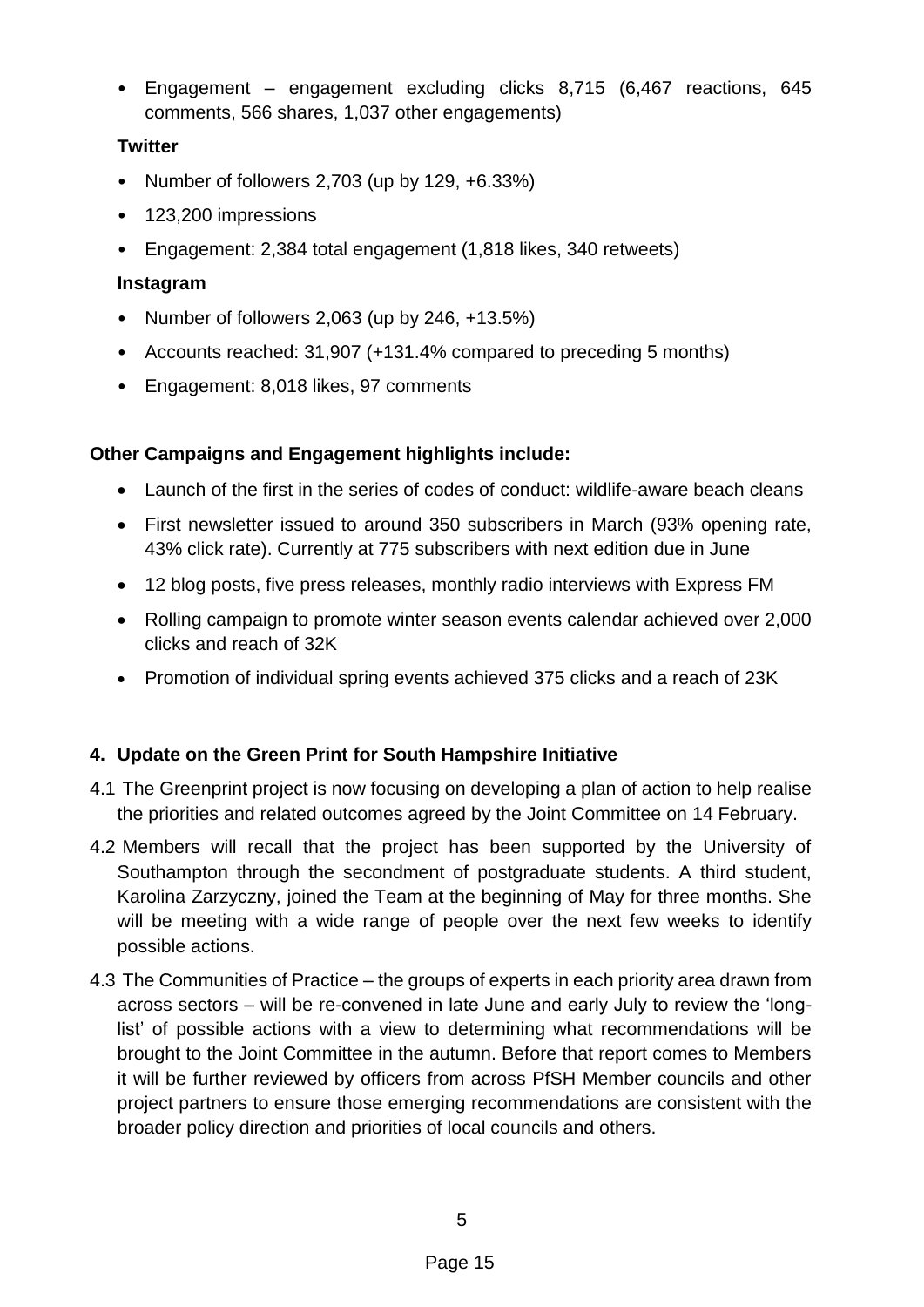- Engagement – engagement excluding clicks 8,715 (6,467 reactions, 645 comments, 566 shares, 1,037 other engagements)

**Twitter**

- Number of followers 2,703 (up by 129, +6.33%)
- 123,200 impressions
- Engagement: 2,384 total engagement (1,818 likes, 340 retweets)

**Instagram**

- Number of followers 2,063 (up by 246, +13.5%)
- Accounts reached: 31,907 (+131.4% compared to preceding 5 months)
- Engagement: 8,018 likes, 97 comments

**Other Campaigns and Engagement highlights include:**

- Launch of the first in the series of codes of conduct: wildlife-aware beach cleans
- First newsletter issued to around 350 subscribers in March (93% opening rate, 43% click rate). Currently at 775 subscribers with next edition due in June
- 12 blog posts, five press releases, monthly radio interviews with Express FM
- Rolling campaign to promote winter season events calendar achieved over 2,000 clicks and reach of 32K
- Promotion of individual spring events achieved 375 clicks and a reach of 23K

## 4. Update on the Green Print for South Hampshire Initiative

4.1 The Greenprint project is now focusing on developing a plan of action to help realise the priorities and related outcomes agreed by the Joint Committee on 14 February.

4.2 Members will recall that the project has been supported by the University of Southampton through the secondment of postgraduate students. A third student, Karolina Zarzyczny, joined the Team at the beginning of May for three months. She will be meeting with a wide range of people over the next few weeks to identify possible actions.

4.3 The Communities of Practice – the groups of experts in each priority area drawn from across sectors – will be re-convened in late June and early July to review the 'long-list' of possible actions with a view to determining what recommendations will be brought to the Joint Committee in the autumn. Before that report comes to Members it will be further reviewed by officers from across PfSH Member councils and other project partners to ensure those emerging recommendations are consistent with the broader policy direction and priorities of local councils and others.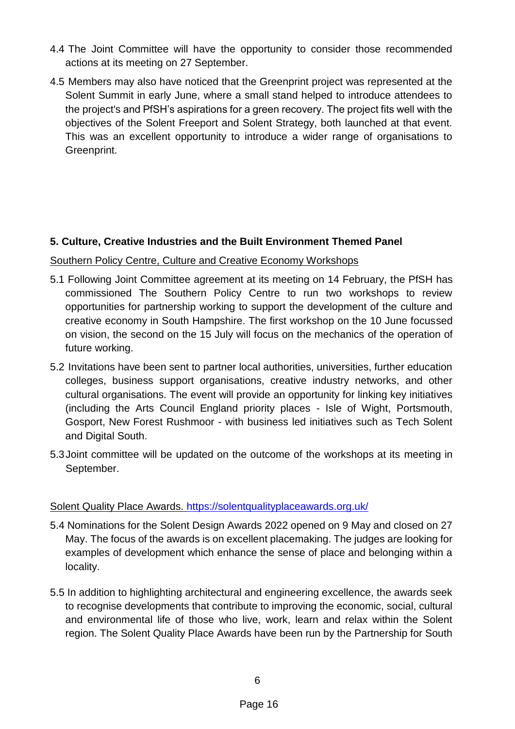4.4 The Joint Committee will have the opportunity to consider those recommended actions at its meeting on 27 September.

4.5 Members may also have noticed that the Greenprint project was represented at the Solent Summit in early June, where a small stand helped to introduce attendees to the project's and PfSH's aspirations for a green recovery. The project fits well with the objectives of the Solent Freeport and Solent Strategy, both launched at that event. This was an excellent opportunity to introduce a wider range of organisations to Greenprint.

## 5. Culture, Creative Industries and the Built Environment Themed Panel

Southern Policy Centre, Culture and Creative Economy Workshops

5.1 Following Joint Committee agreement at its meeting on 14 February, the PfSH has commissioned The Southern Policy Centre to run two workshops to review opportunities for partnership working to support the development of the culture and creative economy in South Hampshire. The first workshop on the 10 June focussed on vision, the second on the 15 July will focus on the mechanics of the operation of future working.

5.2 Invitations have been sent to partner local authorities, universities, further education colleges, business support organisations, creative industry networks, and other cultural organisations. The event will provide an opportunity for linking key initiatives (including the Arts Council England priority places - Isle of Wight, Portsmouth, Gosport, New Forest Rushmoor - with business led initiatives such as Tech Solent and Digital South.

5.3 Joint committee will be updated on the outcome of the workshops at its meeting in September.

Solent Quality Place Awards. https://solentqualityplaceawards.org.uk/

5.4 Nominations for the Solent Design Awards 2022 opened on 9 May and closed on 27 May. The focus of the awards is on excellent placemaking. The judges are looking for examples of development which enhance the sense of place and belonging within a locality.

5.5 In addition to highlighting architectural and engineering excellence, the awards seek to recognise developments that contribute to improving the economic, social, cultural and environmental life of those who live, work, learn and relax within the Solent region. The Solent Quality Place Awards have been run by the Partnership for South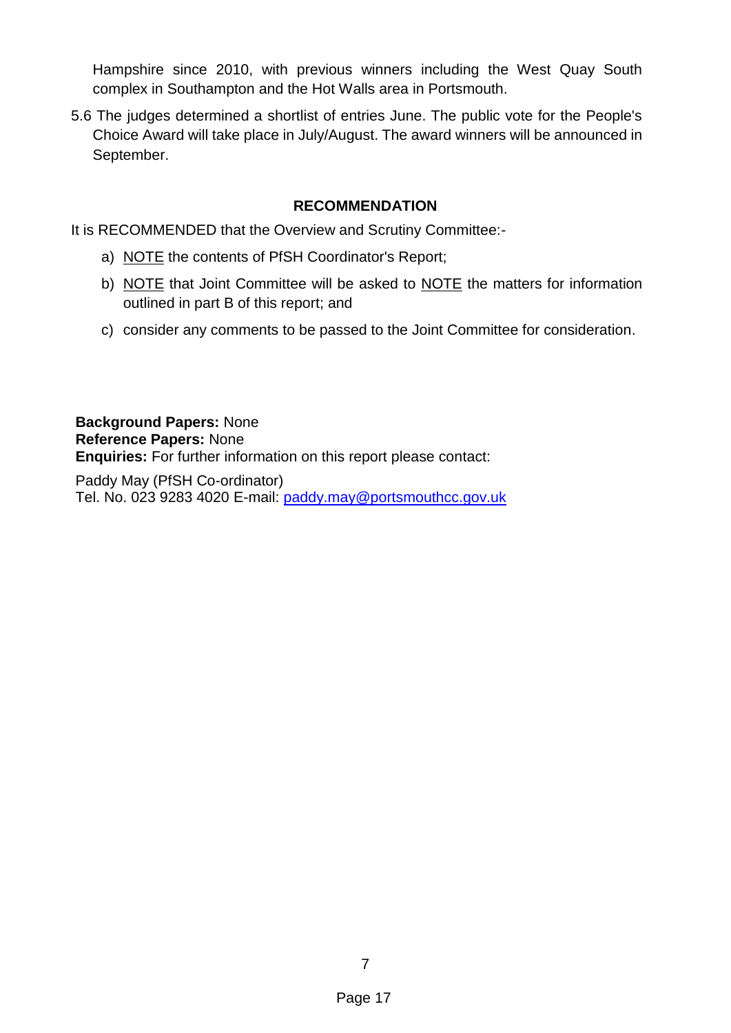Hampshire since 2010, with previous winners including the West Quay South complex in Southampton and the Hot Walls area in Portsmouth.

5.6 The judges determined a shortlist of entries June. The public vote for the People's Choice Award will take place in July/August. The award winners will be announced in September.

## RECOMMENDATION

It is RECOMMENDED that the Overview and Scrutiny Committee:-

a) NOTE the contents of PfSH Coordinator's Report;

b) NOTE that Joint Committee will be asked to NOTE the matters for information outlined in part B of this report; and

c) consider any comments to be passed to the Joint Committee for consideration.

**Background Papers:** None
**Reference Papers:** None
**Enquiries:** For further information on this report please contact:

Paddy May (PfSH Co-ordinator)
Tel. No. 023 9283 4020 E-mail: paddy.may@portsmouthcc.gov.uk